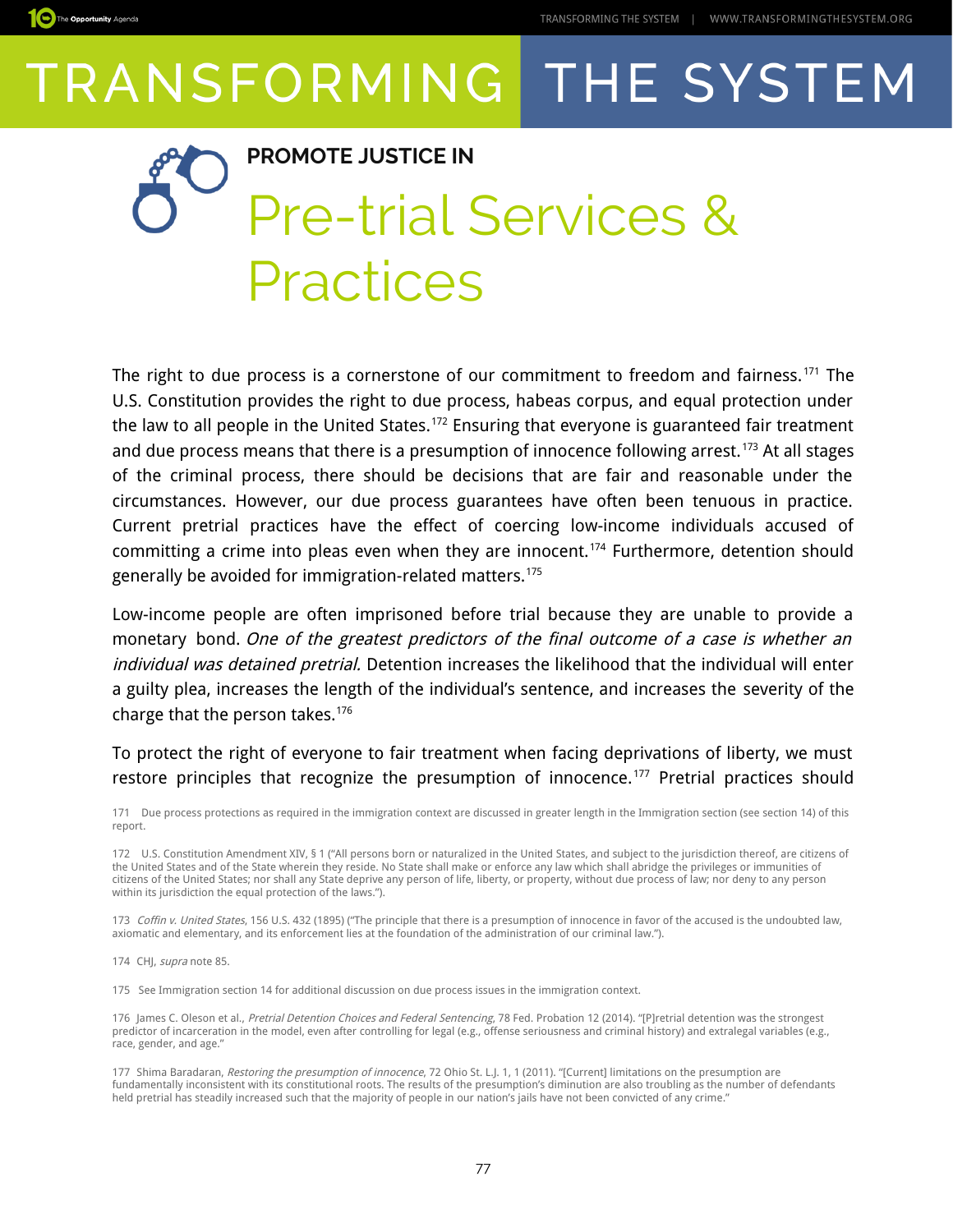# PROMOTE JUSTICE IN

# Pre-trial Services & Practices

The right to due process is a cornerstone of our commitment to freedom and fairness.[171] The U.S. Constitution provides the right to due process, habeas corpus, and equal protection under the law to all people in the United States.[172] Ensuring that everyone is guaranteed fair treatment and due process means that there is a presumption of innocence following arrest.[173] At all stages of the criminal process, there should be decisions that are fair and reasonable under the circumstances. However, our due process guarantees have often been tenuous in practice. Current pretrial practices have the effect of coercing low-income individuals accused of committing a crime into pleas even when they are innocent.[174] Furthermore, detention should generally be avoided for immigration-related matters.[175]

Low-income people are often imprisoned before trial because they are unable to provide a monetary bond. *One of the greatest predictors of the final outcome of a case is whether an individual was detained pretrial.* Detention increases the likelihood that the individual will enter a guilty plea, increases the length of the individual's sentence, and increases the severity of the charge that the person takes.[176]

To protect the right of everyone to fair treatment when facing deprivations of liberty, we must restore principles that recognize the presumption of innocence.[177] Pretrial practices should

171 Due process protections as required in the immigration context are discussed in greater length in the Immigration section (see section 14) of this report.

172 U.S. Constitution Amendment XIV, § 1 ("All persons born or naturalized in the United States, and subject to the jurisdiction thereof, are citizens of the United States and of the State wherein they reside. No State shall make or enforce any law which shall abridge the privileges or immunities of citizens of the United States; nor shall any State deprive any person of life, liberty, or property, without due process of law; nor deny to any person within its jurisdiction the equal protection of the laws.").

173 *Coffin v. United States*, 156 U.S. 432 (1895) ("The principle that there is a presumption of innocence in favor of the accused is the undoubted law, axiomatic and elementary, and its enforcement lies at the foundation of the administration of our criminal law.").

174 CHJ, *supra* note 85.

175 See Immigration section 14 for additional discussion on due process issues in the immigration context.

176 James C. Oleson et al., *Pretrial Detention Choices and Federal Sentencing*, 78 Fed. Probation 12 (2014). "[P]retrial detention was the strongest predictor of incarceration in the model, even after controlling for legal (e.g., offense seriousness and criminal history) and extralegal variables (e.g., race, gender, and age."

177 Shima Baradaran, *Restoring the presumption of innocence*, 72 Ohio St. L.J. 1, 1 (2011). "[Current] limitations on the presumption are fundamentally inconsistent with its constitutional roots. The results of the presumption's diminution are also troubling as the number of defendants held pretrial has steadily increased such that the majority of people in our nation's jails have not been convicted of any crime."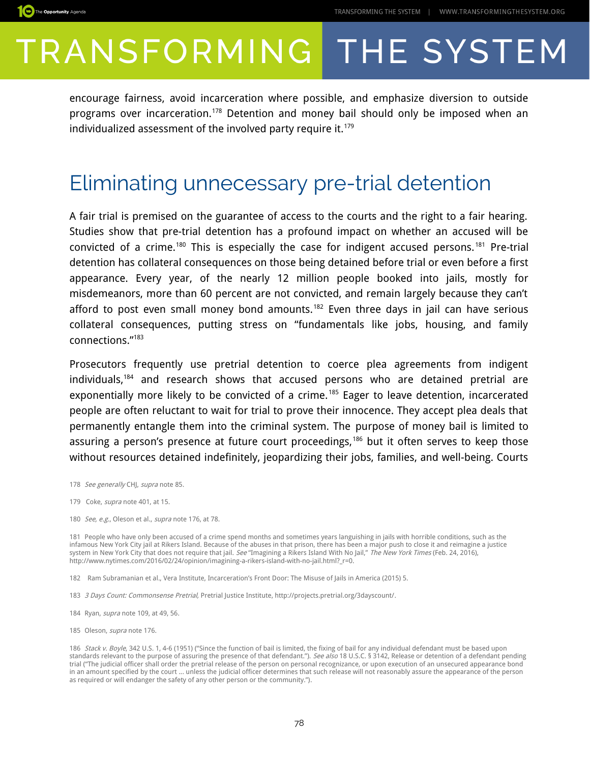encourage fairness, avoid incarceration where possible, and emphasize diversion to outside programs over incarceration.[178] Detention and money bail should only be imposed when an individualized assessment of the involved party require it.[179]

## Eliminating unnecessary pre-trial detention

A fair trial is premised on the guarantee of access to the courts and the right to a fair hearing. Studies show that pre-trial detention has a profound impact on whether an accused will be convicted of a crime.[180] This is especially the case for indigent accused persons.[181] Pre-trial detention has collateral consequences on those being detained before trial or even before a first appearance. Every year, of the nearly 12 million people booked into jails, mostly for misdemeanors, more than 60 percent are not convicted, and remain largely because they can't afford to post even small money bond amounts.[182] Even three days in jail can have serious collateral consequences, putting stress on "fundamentals like jobs, housing, and family connections."[183]

Prosecutors frequently use pretrial detention to coerce plea agreements from indigent individuals,[184] and research shows that accused persons who are detained pretrial are exponentially more likely to be convicted of a crime.[185] Eager to leave detention, incarcerated people are often reluctant to wait for trial to prove their innocence. They accept plea deals that permanently entangle them into the criminal system. The purpose of money bail is limited to assuring a person's presence at future court proceedings,[186] but it often serves to keep those without resources detained indefinitely, jeopardizing their jobs, families, and well-being. Courts

178 *See generally* CHJ, *supra* note 85.

179 Coke, *supra* note 401, at 15.

180 *See, e.g.*, Oleson et al., *supra* note 176, at 78.

181 People who have only been accused of a crime spend months and sometimes years languishing in jails with horrible conditions, such as the infamous New York City jail at Rikers Island. Because of the abuses in that prison, there has been a major push to close it and reimagine a justice system in New York City that does not require that jail. *See* "Imagining a Rikers Island With No Jail," *The New York Times* (Feb. 24, 2016), http://www.nytimes.com/2016/02/24/opinion/imagining-a-rikers-island-with-no-jail.html?_r=0.

182 Ram Subramanian et al., Vera Institute, Incarceration's Front Door: The Misuse of Jails in America (2015) 5.

183 *3 Days Count: Commonsense Pretrial,* Pretrial Justice Institute, http://projects.pretrial.org/3dayscount/.

184 Ryan, *supra* note 109, at 49, 56.

185 Oleson, *supra* note 176.

186 *Stack v. Boyle*, 342 U.S. 1, 4-6 (1951) ("Since the function of bail is limited, the fixing of bail for any individual defendant must be based upon standards relevant to the purpose of assuring the presence of that defendant."). *See also* 18 U.S.C. § 3142, Release or detention of a defendant pending trial ("The judicial officer shall order the pretrial release of the person on personal recognizance, or upon execution of an unsecured appearance bond in an amount specified by the court ... unless the judicial officer determines that such release will not reasonably assure the appearance of the person as required or will endanger the safety of any other person or the community.").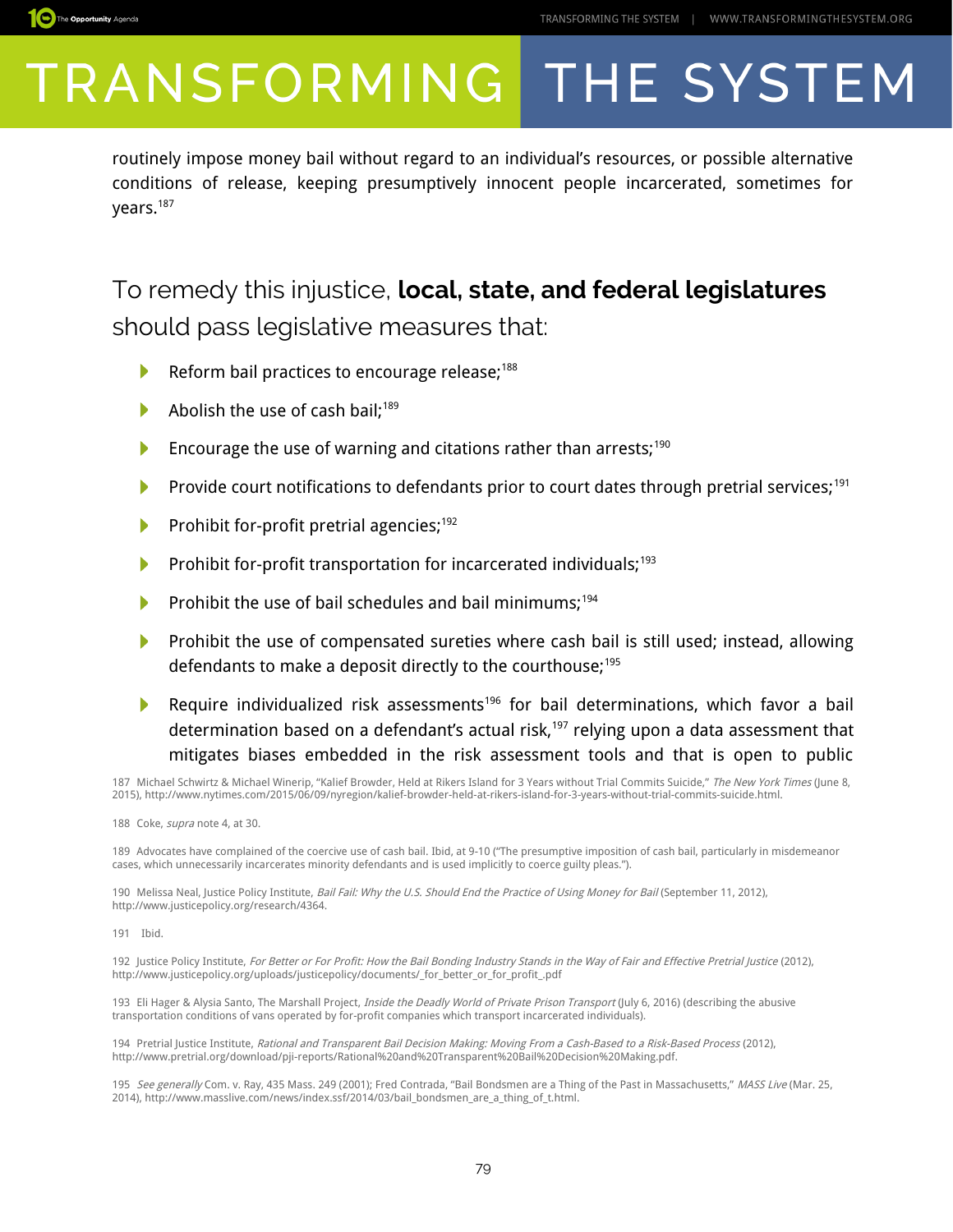routinely impose money bail without regard to an individual's resources, or possible alternative conditions of release, keeping presumptively innocent people incarcerated, sometimes for years.[187]

## To remedy this injustice, **local, state, and federal legislatures** should pass legislative measures that:

- Reform bail practices to encourage release;[188]
- Abolish the use of cash bail;[189]
- Encourage the use of warning and citations rather than arrests;[190]
- Provide court notifications to defendants prior to court dates through pretrial services;[191]
- Prohibit for-profit pretrial agencies;[192]
- Prohibit for-profit transportation for incarcerated individuals;[193]
- Prohibit the use of bail schedules and bail minimums;[194]
- Prohibit the use of compensated sureties where cash bail is still used; instead, allowing defendants to make a deposit directly to the courthouse;[195]
- Require individualized risk assessments[196] for bail determinations, which favor a bail determination based on a defendant's actual risk,[197] relying upon a data assessment that mitigates biases embedded in the risk assessment tools and that is open to public

187 Michael Schwirtz & Michael Winerip, "Kalief Browder, Held at Rikers Island for 3 Years without Trial Commits Suicide," *The New York Times* (June 8, 2015), http://www.nytimes.com/2015/06/09/nyregion/kalief-browder-held-at-rikers-island-for-3-years-without-trial-commits-suicide.html.

188 Coke, *supra* note 4, at 30.

189 Advocates have complained of the coercive use of cash bail. Ibid, at 9-10 ("The presumptive imposition of cash bail, particularly in misdemeanor cases, which unnecessarily incarcerates minority defendants and is used implicitly to coerce guilty pleas.").

190 Melissa Neal, Justice Policy Institute, *Bail Fail: Why the U.S. Should End the Practice of Using Money for Bail* (September 11, 2012), http://www.justicepolicy.org/research/4364.

191 Ibid.

192 Justice Policy Institute, *For Better or For Profit: How the Bail Bonding Industry Stands in the Way of Fair and Effective Pretrial Justice* (2012), http://www.justicepolicy.org/uploads/justicepolicy/documents/_for_better_or_for_profit_.pdf

193 Eli Hager & Alysia Santo, The Marshall Project, *Inside the Deadly World of Private Prison Transport* (July 6, 2016) (describing the abusive transportation conditions of vans operated by for-profit companies which transport incarcerated individuals).

194 Pretrial Justice Institute, *Rational and Transparent Bail Decision Making: Moving From a Cash-Based to a Risk-Based Process* (2012), http://www.pretrial.org/download/pji-reports/Rational%20and%20Transparent%20Bail%20Decision%20Making.pdf.

195 *See generally* Com. v. Ray, 435 Mass. 249 (2001); Fred Contrada, "Bail Bondsmen are a Thing of the Past in Massachusetts," *MASS Live* (Mar. 25, 2014), http://www.masslive.com/news/index.ssf/2014/03/bail_bondsmen_are_a_thing_of_t.html.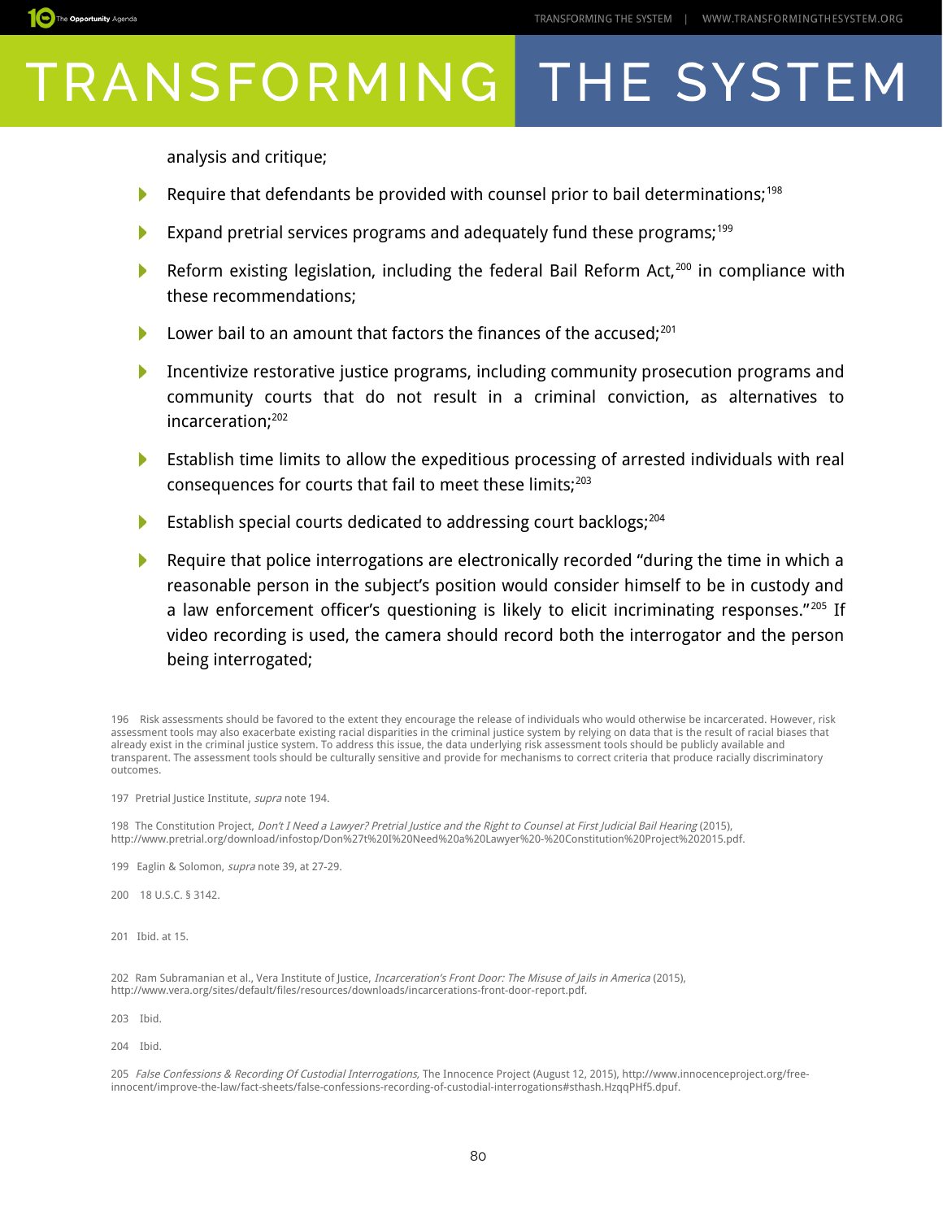analysis and critique;

- Require that defendants be provided with counsel prior to bail determinations;[198]
- Expand pretrial services programs and adequately fund these programs;[199]
- Reform existing legislation, including the federal Bail Reform Act,[200] in compliance with these recommendations;
- Lower bail to an amount that factors the finances of the accused;[201]
- Incentivize restorative justice programs, including community prosecution programs and community courts that do not result in a criminal conviction, as alternatives to incarceration;[202]
- Establish time limits to allow the expeditious processing of arrested individuals with real consequences for courts that fail to meet these limits;[203]
- Establish special courts dedicated to addressing court backlogs;[204]
- Require that police interrogations are electronically recorded "during the time in which a reasonable person in the subject's position would consider himself to be in custody and a law enforcement officer's questioning is likely to elicit incriminating responses."[205] If video recording is used, the camera should record both the interrogator and the person being interrogated;

196 Risk assessments should be favored to the extent they encourage the release of individuals who would otherwise be incarcerated. However, risk assessment tools may also exacerbate existing racial disparities in the criminal justice system by relying on data that is the result of racial biases that already exist in the criminal justice system. To address this issue, the data underlying risk assessment tools should be publicly available and transparent. The assessment tools should be culturally sensitive and provide for mechanisms to correct criteria that produce racially discriminatory outcomes.

197 Pretrial Justice Institute, *supra* note 194.

198 The Constitution Project, *Don't I Need a Lawyer? Pretrial Justice and the Right to Counsel at First Judicial Bail Hearing* (2015), http://www.pretrial.org/download/infostop/Don%27t%20I%20Need%20a%20Lawyer%20-%20Constitution%20Project%202015.pdf.

199 Eaglin & Solomon, *supra* note 39, at 27-29.

200 18 U.S.C. § 3142.

201 Ibid. at 15.

202 Ram Subramanian et al., Vera Institute of Justice, *Incarceration's Front Door: The Misuse of Jails in America* (2015), http://www.vera.org/sites/default/files/resources/downloads/incarcerations-front-door-report.pdf.

203 Ibid.

204 Ibid.

205 *False Confessions & Recording Of Custodial Interrogations*, The Innocence Project (August 12, 2015), http://www.innocenceproject.org/free-innocent/improve-the-law/fact-sheets/false-confessions-recording-of-custodial-interrogations#sthash.HzqqPHf5.dpuf.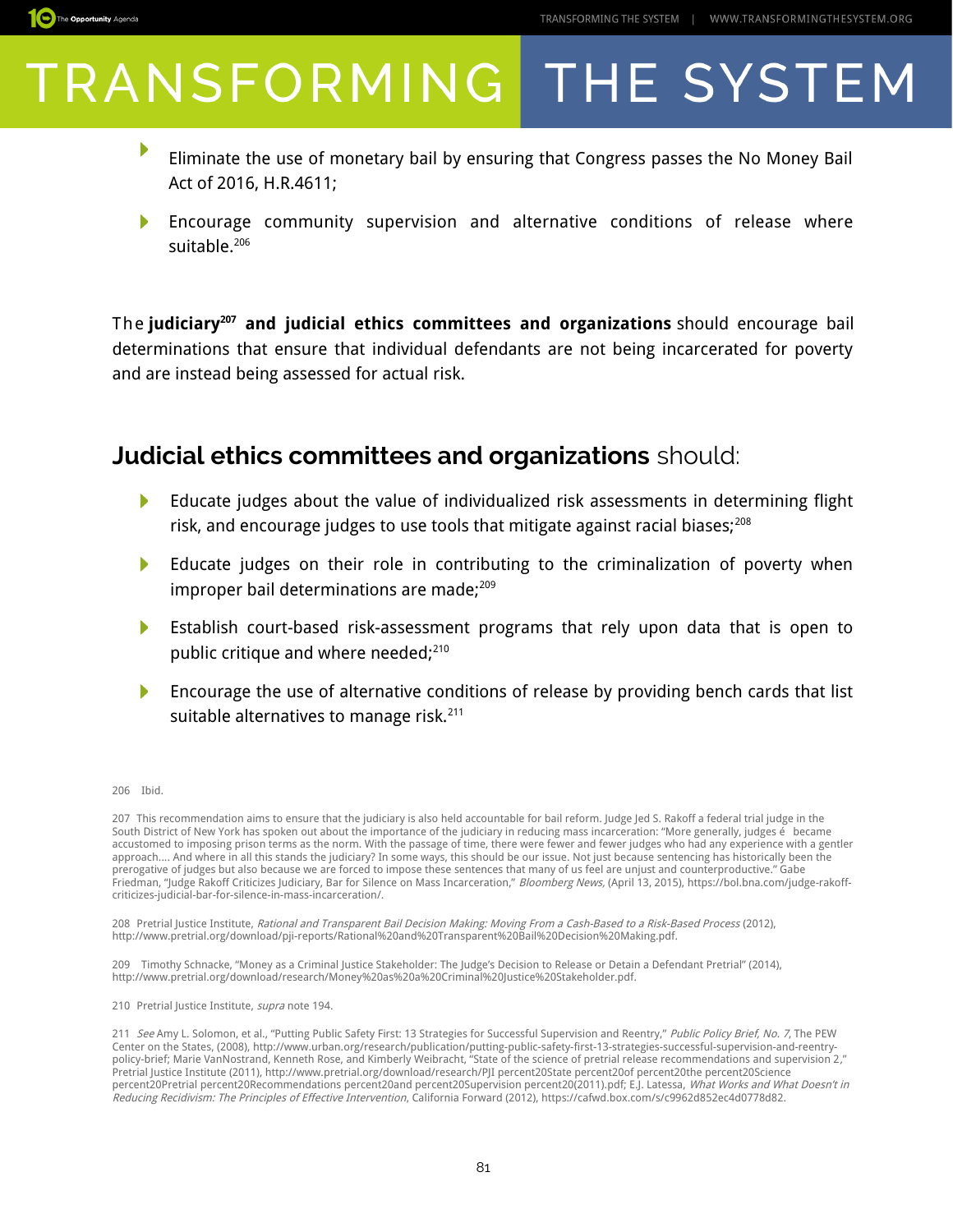- Eliminate the use of monetary bail by ensuring that Congress passes the No Money Bail Act of 2016, H.R.4611;
- Encourage community supervision and alternative conditions of release where suitable.[206]

The **judiciary**[207] **and judicial ethics committees and organizations** should encourage bail determinations that ensure that individual defendants are not being incarcerated for poverty and are instead being assessed for actual risk.

## **Judicial ethics committees and organizations** should:

- Educate judges about the value of individualized risk assessments in determining flight risk, and encourage judges to use tools that mitigate against racial biases;[208]
- Educate judges on their role in contributing to the criminalization of poverty when improper bail determinations are made;[209]
- Establish court-based risk-assessment programs that rely upon data that is open to public critique and where needed;[210]
- Encourage the use of alternative conditions of release by providing bench cards that list suitable alternatives to manage risk.[211]

206 Ibid.

207 This recommendation aims to ensure that the judiciary is also held accountable for bail reform. Judge Jed S. Rakoff a federal trial judge in the South District of New York has spoken out about the importance of the judiciary in reducing mass incarceration: "More generally, judges é became accustomed to imposing prison terms as the norm. With the passage of time, there were fewer and fewer judges who had any experience with a gentler approach…. And where in all this stands the judiciary? In some ways, this should be our issue. Not just because sentencing has historically been the prerogative of judges but also because we are forced to impose these sentences that many of us feel are unjust and counterproductive." Gabe Friedman, "Judge Rakoff Criticizes Judiciary, Bar for Silence on Mass Incarceration," *Bloomberg News,* (April 13, 2015), https://bol.bna.com/judge-rakoff-criticizes-judicial-bar-for-silence-in-mass-incarceration/.

208 Pretrial Justice Institute, *Rational and Transparent Bail Decision Making: Moving From a Cash-Based to a Risk-Based Process* (2012), http://www.pretrial.org/download/pji-reports/Rational%20and%20Transparent%20Bail%20Decision%20Making.pdf.

209 Timothy Schnacke, "Money as a Criminal Justice Stakeholder: The Judge's Decision to Release or Detain a Defendant Pretrial" (2014), http://www.pretrial.org/download/research/Money%20as%20a%20Criminal%20Justice%20Stakeholder.pdf.

210 Pretrial Justice Institute, *supra* note 194.

211 *See* Amy L. Solomon, et al., "Putting Public Safety First: 13 Strategies for Successful Supervision and Reentry," *Public Policy Brief, No. 7*, The PEW Center on the States, (2008), http://www.urban.org/research/publication/putting-public-safety-first-13-strategies-successful-supervision-and-reentry-policy-brief; Marie VanNostrand, Kenneth Rose, and Kimberly Weibracht, "State of the science of pretrial release recommendations and supervision 2," Pretrial Justice Institute (2011), http://www.pretrial.org/download/research/PJI percent20State percent20of percent20the percent20Science percent20Pretrial percent20Recommendations percent20and percent20Supervision percent20(2011).pdf; E.J. Latessa, *What Works and What Doesn't in Reducing Recidivism: The Principles of Effective Intervention*, California Forward (2012), https://cafwd.box.com/s/c9962d852ec4d0778d82.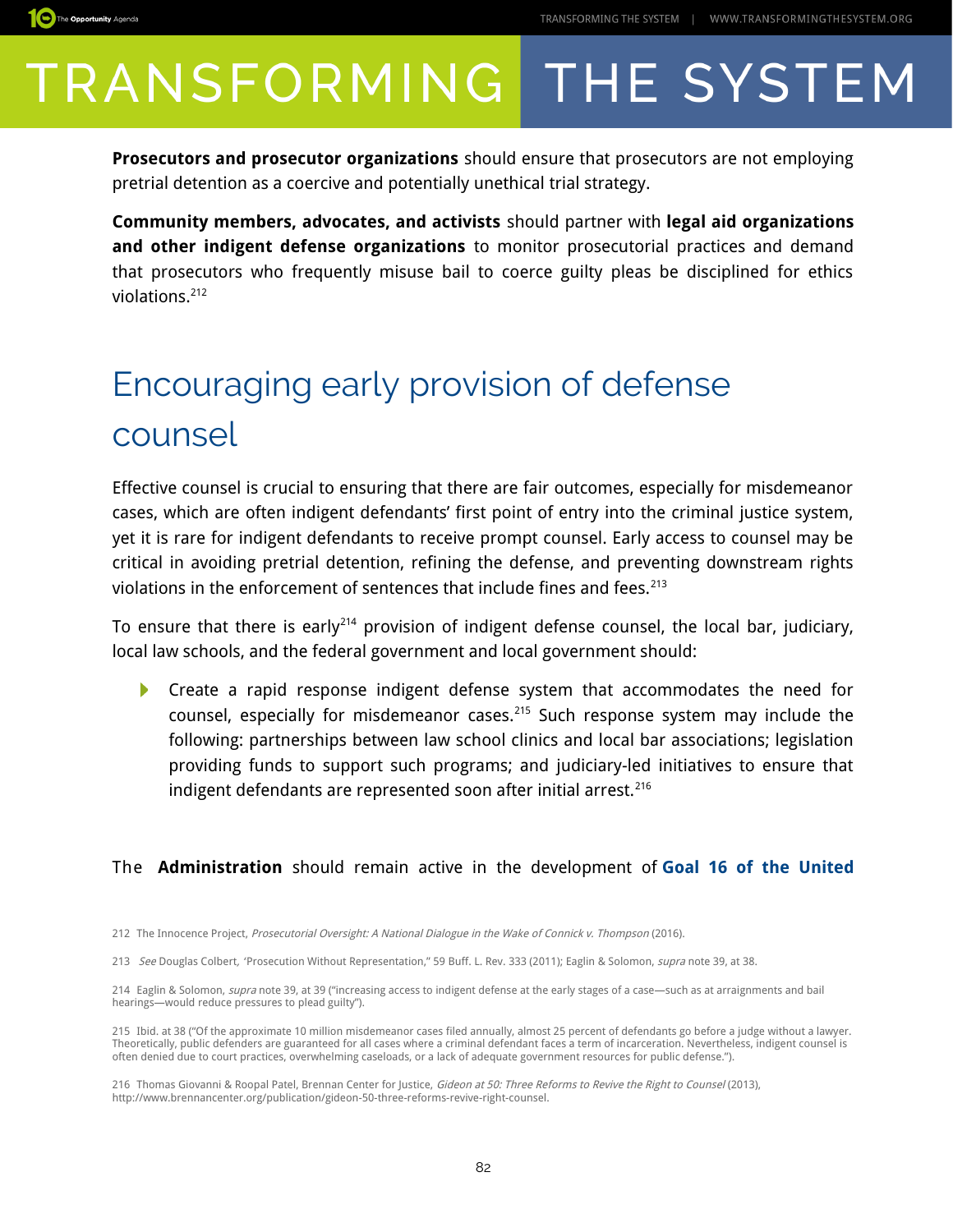**Prosecutors and prosecutor organizations** should ensure that prosecutors are not employing pretrial detention as a coercive and potentially unethical trial strategy.

**Community members, advocates, and activists** should partner with **legal aid organizations and other indigent defense organizations** to monitor prosecutorial practices and demand that prosecutors who frequently misuse bail to coerce guilty pleas be disciplined for ethics violations.[212]

## Encouraging early provision of defense counsel

Effective counsel is crucial to ensuring that there are fair outcomes, especially for misdemeanor cases, which are often indigent defendants' first point of entry into the criminal justice system, yet it is rare for indigent defendants to receive prompt counsel. Early access to counsel may be critical in avoiding pretrial detention, refining the defense, and preventing downstream rights violations in the enforcement of sentences that include fines and fees.[213]

To ensure that there is early[214] provision of indigent defense counsel, the local bar, judiciary, local law schools, and the federal government and local government should:

- Create a rapid response indigent defense system that accommodates the need for counsel, especially for misdemeanor cases.[215] Such response system may include the following: partnerships between law school clinics and local bar associations; legislation providing funds to support such programs; and judiciary-led initiatives to ensure that indigent defendants are represented soon after initial arrest.[216]

The **Administration** should remain active in the development of **Goal 16 of the United**

212 The Innocence Project, *Prosecutorial Oversight: A National Dialogue in the Wake of Connick v. Thompson* (2016).

213 *See* Douglas Colbert, "Prosecution Without Representation," 59 Buff. L. Rev. 333 (2011); Eaglin & Solomon, *supra* note 39, at 38.

214 Eaglin & Solomon, *supra* note 39, at 39 ("increasing access to indigent defense at the early stages of a case—such as at arraignments and bail hearings—would reduce pressures to plead guilty").

215 Ibid. at 38 ("Of the approximate 10 million misdemeanor cases filed annually, almost 25 percent of defendants go before a judge without a lawyer. Theoretically, public defenders are guaranteed for all cases where a criminal defendant faces a term of incarceration. Nevertheless, indigent counsel is often denied due to court practices, overwhelming caseloads, or a lack of adequate government resources for public defense.").

216 Thomas Giovanni & Roopal Patel, Brennan Center for Justice, *Gideon at 50: Three Reforms to Revive the Right to Counsel* (2013), http://www.brennancenter.org/publication/gideon-50-three-reforms-revive-right-counsel.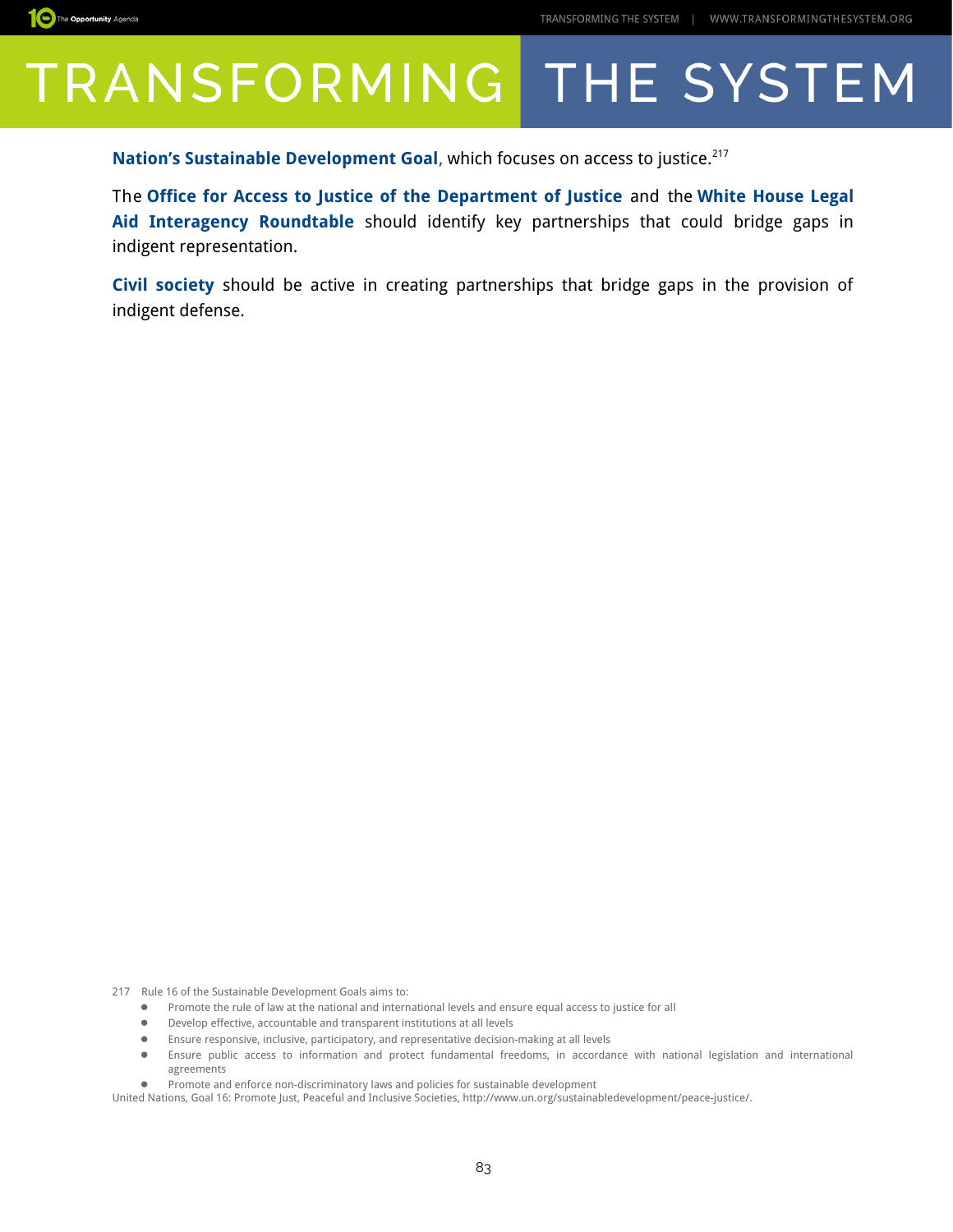**Nation's Sustainable Development Goal**, which focuses on access to justice.[217]

The **Office for Access to Justice of the Department of Justice** and the **White House Legal Aid Interagency Roundtable** should identify key partnerships that could bridge gaps in indigent representation.

**Civil society** should be active in creating partnerships that bridge gaps in the provision of indigent defense.

217 Rule 16 of the Sustainable Development Goals aims to:

- Promote the rule of law at the national and international levels and ensure equal access to justice for all
- Develop effective, accountable and transparent institutions at all levels
- Ensure responsive, inclusive, participatory, and representative decision-making at all levels
- Ensure public access to information and protect fundamental freedoms, in accordance with national legislation and international agreements
- Promote and enforce non-discriminatory laws and policies for sustainable development

United Nations, Goal 16: Promote Just, Peaceful and Inclusive Societies, http://www.un.org/sustainabledevelopment/peace-justice/.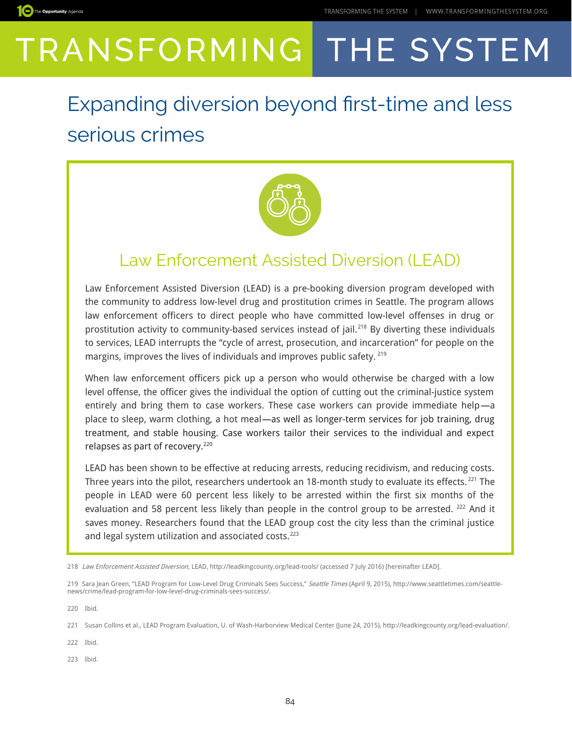# TRANSFORMING THE SYSTEM

## Expanding diversion beyond first-time and less serious crimes

### Law Enforcement Assisted Diversion (LEAD)

Law Enforcement Assisted Diversion (LEAD) is a pre-booking diversion program developed with the community to address low-level drug and prostitution crimes in Seattle. The program allows law enforcement officers to direct people who have committed low-level offenses in drug or prostitution activity to community-based services instead of jail.[218] By diverting these individuals to services, LEAD interrupts the "cycle of arrest, prosecution, and incarceration" for people on the margins, improves the lives of individuals and improves public safety.[219]

When law enforcement officers pick up a person who would otherwise be charged with a low level offense, the officer gives the individual the option of cutting out the criminal-justice system entirely and bring them to case workers. These case workers can provide immediate help—a place to sleep, warm clothing, a hot meal—as well as longer-term services for job training, drug treatment, and stable housing. Case workers tailor their services to the individual and expect relapses as part of recovery.[220]

LEAD has been shown to be effective at reducing arrests, reducing recidivism, and reducing costs. Three years into the pilot, researchers undertook an 18-month study to evaluate its effects.[221] The people in LEAD were 60 percent less likely to be arrested within the first six months of the evaluation and 58 percent less likely than people in the control group to be arrested.[222] And it saves money. Researchers found that the LEAD group cost the city less than the criminal justice and legal system utilization and associated costs.[223]

218 *Law Enforcement Assisted Diversion*, LEAD, http://leadkingcounty.org/lead-tools/ (accessed 7 July 2016) [hereinafter LEAD].

219 Sara Jean Green, "LEAD Program for Low-Level Drug Criminals Sees Success," *Seattle Times* (April 9, 2015), http://www.seattletimes.com/seattle-news/crime/lead-program-for-low-level-drug-criminals-sees-success/.

220 Ibid.

221 Susan Collins et al., LEAD Program Evaluation, U. of Wash-Harborview Medical Center (June 24, 2015), http://leadkingcounty.org/lead-evaluation/.

222 Ibid.

223 Ibid.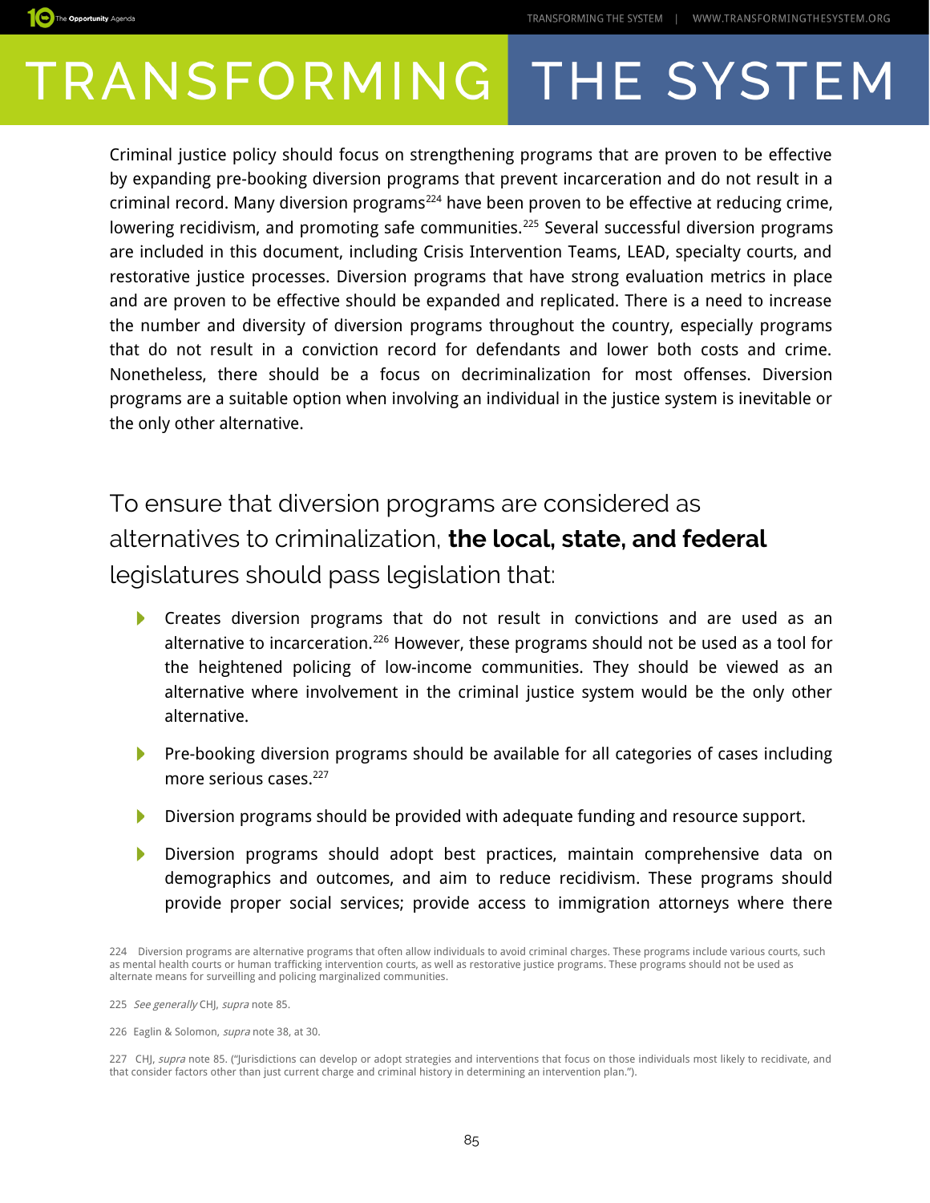Criminal justice policy should focus on strengthening programs that are proven to be effective by expanding pre-booking diversion programs that prevent incarceration and do not result in a criminal record. Many diversion programs[224] have been proven to be effective at reducing crime, lowering recidivism, and promoting safe communities.[225] Several successful diversion programs are included in this document, including Crisis Intervention Teams, LEAD, specialty courts, and restorative justice processes. Diversion programs that have strong evaluation metrics in place and are proven to be effective should be expanded and replicated. There is a need to increase the number and diversity of diversion programs throughout the country, especially programs that do not result in a conviction record for defendants and lower both costs and crime. Nonetheless, there should be a focus on decriminalization for most offenses. Diversion programs are a suitable option when involving an individual in the justice system is inevitable or the only other alternative.

## To ensure that diversion programs are considered as alternatives to criminalization, **the local, state, and federal** legislatures should pass legislation that:

- Creates diversion programs that do not result in convictions and are used as an alternative to incarceration.[226] However, these programs should not be used as a tool for the heightened policing of low-income communities. They should be viewed as an alternative where involvement in the criminal justice system would be the only other alternative.
- Pre-booking diversion programs should be available for all categories of cases including more serious cases.[227]
- Diversion programs should be provided with adequate funding and resource support.
- Diversion programs should adopt best practices, maintain comprehensive data on demographics and outcomes, and aim to reduce recidivism. These programs should provide proper social services; provide access to immigration attorneys where there

224 Diversion programs are alternative programs that often allow individuals to avoid criminal charges. These programs include various courts, such as mental health courts or human trafficking intervention courts, as well as restorative justice programs. These programs should not be used as alternate means for surveilling and policing marginalized communities.

225 *See generally* CHJ, *supra* note 85.

226 Eaglin & Solomon, *supra* note 38, at 30.

227 CHJ, *supra* note 85. ("Jurisdictions can develop or adopt strategies and interventions that focus on those individuals most likely to recidivate, and that consider factors other than just current charge and criminal history in determining an intervention plan.").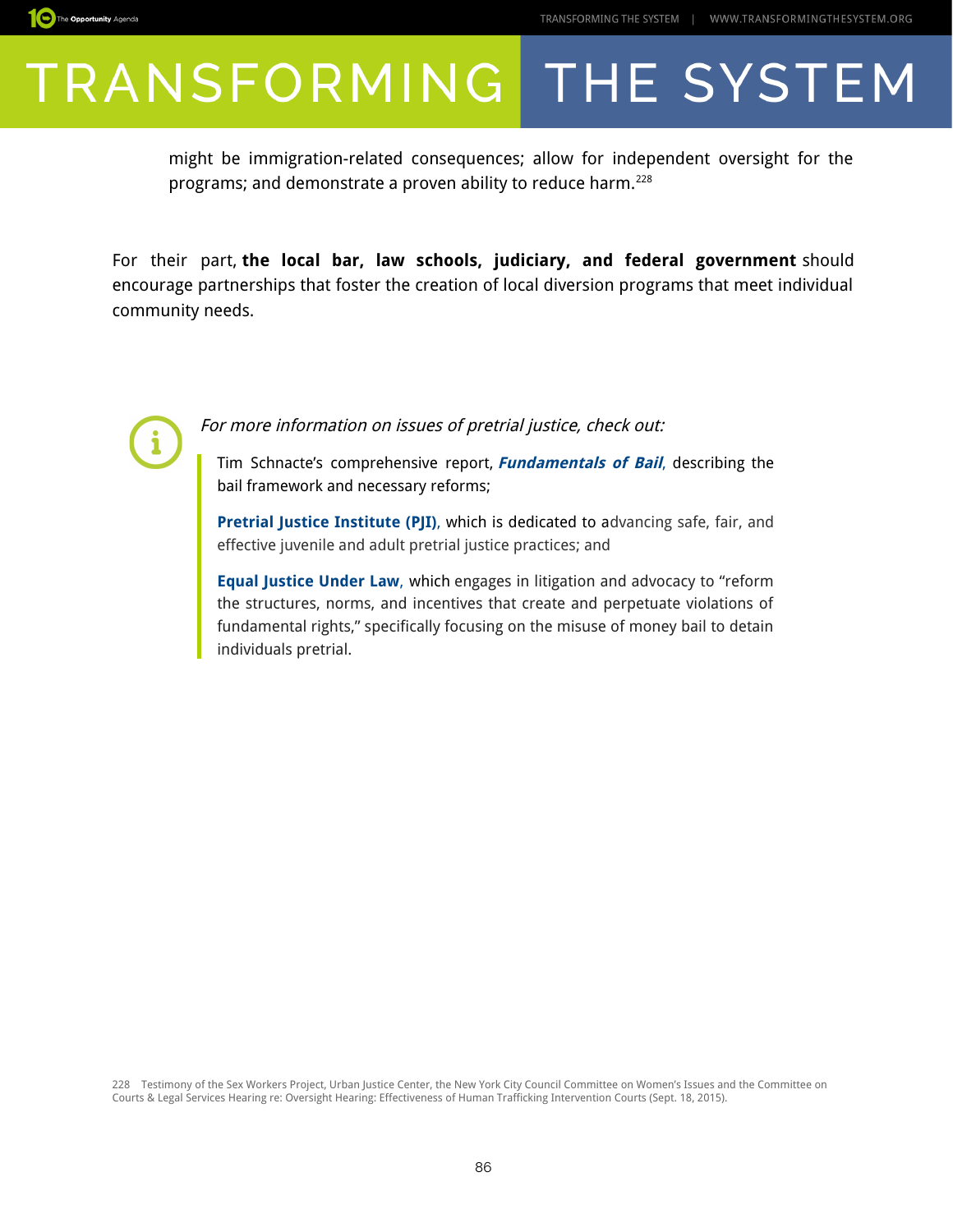might be immigration-related consequences; allow for independent oversight for the programs; and demonstrate a proven ability to reduce harm.[228]

For their part, **the local bar, law schools, judiciary, and federal government** should encourage partnerships that foster the creation of local diversion programs that meet individual community needs.

*For more information on issues of pretrial justice, check out:*

> Tim Schnacte's comprehensive report, ***Fundamentals of Bail***, describing the bail framework and necessary reforms;
>
> **Pretrial Justice Institute (PJI)**, which is dedicated to advancing safe, fair, and effective juvenile and adult pretrial justice practices; and
>
> **Equal Justice Under Law**, which engages in litigation and advocacy to "reform the structures, norms, and incentives that create and perpetuate violations of fundamental rights," specifically focusing on the misuse of money bail to detain individuals pretrial.

228 Testimony of the Sex Workers Project, Urban Justice Center, the New York City Council Committee on Women's Issues and the Committee on Courts & Legal Services Hearing re: Oversight Hearing: Effectiveness of Human Trafficking Intervention Courts (Sept. 18, 2015).